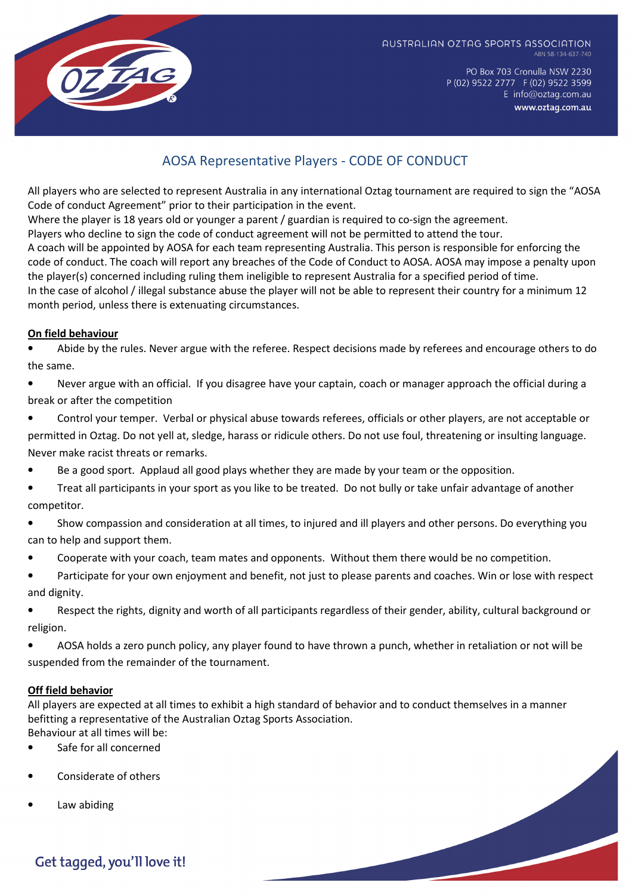AUSTRALIAN OZTAG SPORTS ASSOCIATION
ABN 58-134-637-740

PO Box 703 Cronulla NSW 2230
P (02) 9522 2777 F (02) 9522 3599
E info@oztag.com.au
www.oztag.com.au

# AOSA Representative Players - CODE OF CONDUCT

All players who are selected to represent Australia in any international Oztag tournament are required to sign the "AOSA Code of conduct Agreement" prior to their participation in the event.
Where the player is 18 years old or younger a parent / guardian is required to co-sign the agreement.
Players who decline to sign the code of conduct agreement will not be permitted to attend the tour.
A coach will be appointed by AOSA for each team representing Australia. This person is responsible for enforcing the code of conduct. The coach will report any breaches of the Code of Conduct to AOSA. AOSA may impose a penalty upon the player(s) concerned including ruling them ineligible to represent Australia for a specified period of time.
In the case of alcohol / illegal substance abuse the player will not be able to represent their country for a minimum 12 month period, unless there is extenuating circumstances.

**On field behaviour**

- Abide by the rules. Never argue with the referee. Respect decisions made by referees and encourage others to do the same.
- Never argue with an official. If you disagree have your captain, coach or manager approach the official during a break or after the competition
- Control your temper. Verbal or physical abuse towards referees, officials or other players, are not acceptable or permitted in Oztag. Do not yell at, sledge, harass or ridicule others. Do not use foul, threatening or insulting language. Never make racist threats or remarks.
- Be a good sport. Applaud all good plays whether they are made by your team or the opposition.
- Treat all participants in your sport as you like to be treated. Do not bully or take unfair advantage of another competitor.
- Show compassion and consideration at all times, to injured and ill players and other persons. Do everything you can to help and support them.
- Cooperate with your coach, team mates and opponents. Without them there would be no competition.
- Participate for your own enjoyment and benefit, not just to please parents and coaches. Win or lose with respect and dignity.
- Respect the rights, dignity and worth of all participants regardless of their gender, ability, cultural background or religion.
- AOSA holds a zero punch policy, any player found to have thrown a punch, whether in retaliation or not will be suspended from the remainder of the tournament.

**Off field behavior**

All players are expected at all times to exhibit a high standard of behavior and to conduct themselves in a manner befitting a representative of the Australian Oztag Sports Association.
Behaviour at all times will be:

- Safe for all concerned
- Considerate of others
- Law abiding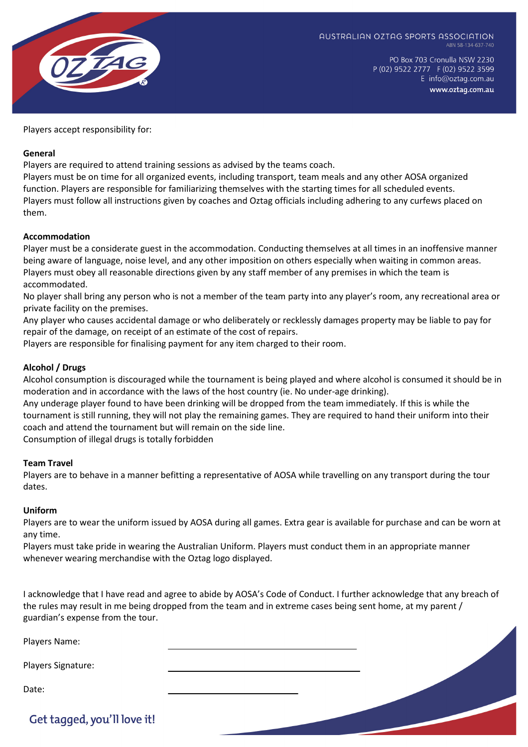Players accept responsibility for:

**General**

Players are required to attend training sessions as advised by the teams coach.
Players must be on time for all organized events, including transport, team meals and any other AOSA organized function. Players are responsible for familiarizing themselves with the starting times for all scheduled events.
Players must follow all instructions given by coaches and Oztag officials including adhering to any curfews placed on them.

**Accommodation**

Player must be a considerate guest in the accommodation. Conducting themselves at all times in an inoffensive manner being aware of language, noise level, and any other imposition on others especially when waiting in common areas.
Players must obey all reasonable directions given by any staff member of any premises in which the team is accommodated.
No player shall bring any person who is not a member of the team party into any player's room, any recreational area or private facility on the premises.
Any player who causes accidental damage or who deliberately or recklessly damages property may be liable to pay for repair of the damage, on receipt of an estimate of the cost of repairs.
Players are responsible for finalising payment for any item charged to their room.

**Alcohol / Drugs**

Alcohol consumption is discouraged while the tournament is being played and where alcohol is consumed it should be in moderation and in accordance with the laws of the host country (ie. No under-age drinking).
Any underage player found to have been drinking will be dropped from the team immediately. If this is while the tournament is still running, they will not play the remaining games. They are required to hand their uniform into their coach and attend the tournament but will remain on the side line.
Consumption of illegal drugs is totally forbidden

**Team Travel**

Players are to behave in a manner befitting a representative of AOSA while travelling on any transport during the tour dates.

**Uniform**

Players are to wear the uniform issued by AOSA during all games. Extra gear is available for purchase and can be worn at any time.
Players must take pride in wearing the Australian Uniform. Players must conduct them in an appropriate manner whenever wearing merchandise with the Oztag logo displayed.

I acknowledge that I have read and agree to abide by AOSA's Code of Conduct. I further acknowledge that any breach of the rules may result in me being dropped from the team and in extreme cases being sent home, at my parent / guardian's expense from the tour.

Players Name: ______________________________

Players Signature: ______________________________

Date: ____________________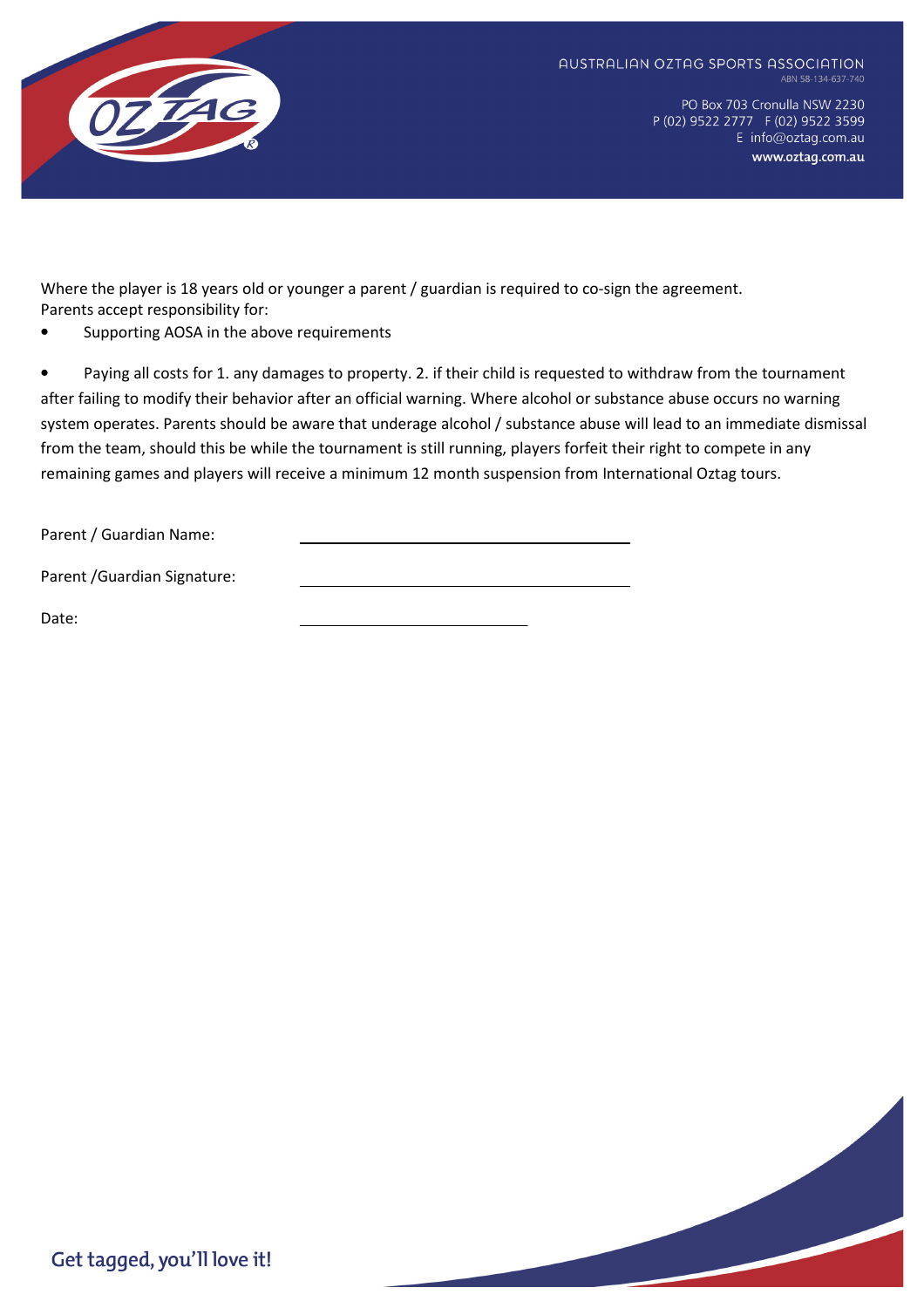Where the player is 18 years old or younger a parent / guardian is required to co-sign the agreement.
Parents accept responsibility for:

- Supporting AOSA in the above requirements

- Paying all costs for 1. any damages to property. 2. if their child is requested to withdraw from the tournament after failing to modify their behavior after an official warning. Where alcohol or substance abuse occurs no warning system operates. Parents should be aware that underage alcohol / substance abuse will lead to an immediate dismissal from the team, should this be while the tournament is still running, players forfeit their right to compete in any remaining games and players will receive a minimum 12 month suspension from International Oztag tours.

Parent / Guardian Name: ______________________________

Parent /Guardian Signature: ______________________________

Date: ______________________